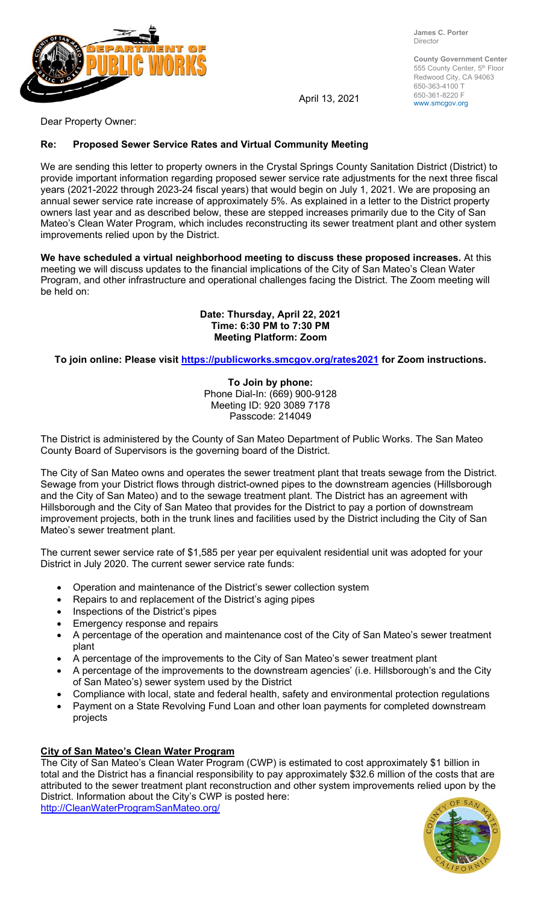James C. Porter
Director

County Government Center
555 County Center, 5th Floor
Redwood City, CA 94063
650-363-4100 T
650-361-8220 F
www.smcgov.org

April 13, 2021

Dear Property Owner:

**Re: Proposed Sewer Service Rates and Virtual Community Meeting**

We are sending this letter to property owners in the Crystal Springs County Sanitation District (District) to provide important information regarding proposed sewer service rate adjustments for the next three fiscal years (2021-2022 through 2023-24 fiscal years) that would begin on July 1, 2021. We are proposing an annual sewer service rate increase of approximately 5%. As explained in a letter to the District property owners last year and as described below, these are stepped increases primarily due to the City of San Mateo's Clean Water Program, which includes reconstructing its sewer treatment plant and other system improvements relied upon by the District.

**We have scheduled a virtual neighborhood meeting to discuss these proposed increases.** At this meeting we will discuss updates to the financial implications of the City of San Mateo's Clean Water Program, and other infrastructure and operational challenges facing the District. The Zoom meeting will be held on:

**Date: Thursday, April 22, 2021**
**Time: 6:30 PM to 7:30 PM**
**Meeting Platform: Zoom**

**To join online: Please visit https://publicworks.smcgov.org/rates2021 for Zoom instructions.**

**To Join by phone:**
Phone Dial-In: (669) 900-9128
Meeting ID: 920 3089 7178
Passcode: 214049

The District is administered by the County of San Mateo Department of Public Works. The San Mateo County Board of Supervisors is the governing board of the District.

The City of San Mateo owns and operates the sewer treatment plant that treats sewage from the District. Sewage from your District flows through district-owned pipes to the downstream agencies (Hillsborough and the City of San Mateo) and to the sewage treatment plant. The District has an agreement with Hillsborough and the City of San Mateo that provides for the District to pay a portion of downstream improvement projects, both in the trunk lines and facilities used by the District including the City of San Mateo's sewer treatment plant.

The current sewer service rate of $1,585 per year per equivalent residential unit was adopted for your District in July 2020. The current sewer service rate funds:

- Operation and maintenance of the District's sewer collection system
- Repairs to and replacement of the District's aging pipes
- Inspections of the District's pipes
- Emergency response and repairs
- A percentage of the operation and maintenance cost of the City of San Mateo's sewer treatment plant
- A percentage of the improvements to the City of San Mateo's sewer treatment plant
- A percentage of the improvements to the downstream agencies' (i.e. Hillsborough's and the City of San Mateo's) sewer system used by the District
- Compliance with local, state and federal health, safety and environmental protection regulations
- Payment on a State Revolving Fund Loan and other loan payments for completed downstream projects

**City of San Mateo's Clean Water Program**

The City of San Mateo's Clean Water Program (CWP) is estimated to cost approximately $1 billion in total and the District has a financial responsibility to pay approximately $32.6 million of the costs that are attributed to the sewer treatment plant reconstruction and other system improvements relied upon by the District. Information about the City's CWP is posted here:
http://CleanWaterProgramSanMateo.org/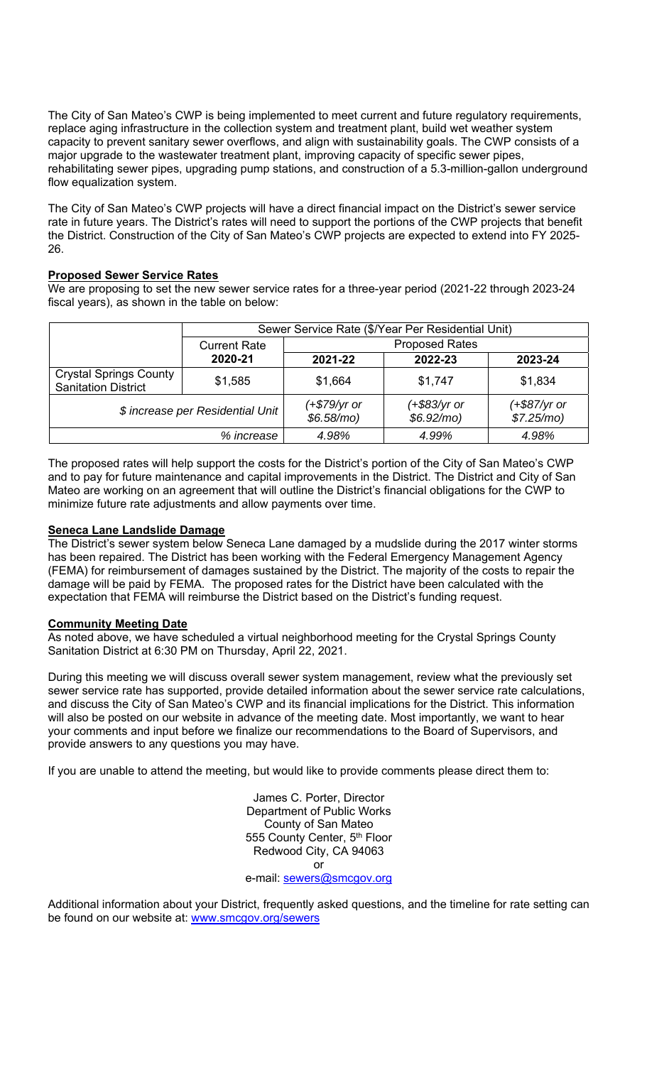The City of San Mateo's CWP is being implemented to meet current and future regulatory requirements, replace aging infrastructure in the collection system and treatment plant, build wet weather system capacity to prevent sanitary sewer overflows, and align with sustainability goals. The CWP consists of a major upgrade to the wastewater treatment plant, improving capacity of specific sewer pipes, rehabilitating sewer pipes, upgrading pump stations, and construction of a 5.3-million-gallon underground flow equalization system.

The City of San Mateo's CWP projects will have a direct financial impact on the District's sewer service rate in future years. The District's rates will need to support the portions of the CWP projects that benefit the District. Construction of the City of San Mateo's CWP projects are expected to extend into FY 2025-26.

**Proposed Sewer Service Rates**

We are proposing to set the new sewer service rates for a three-year period (2021-22 through 2023-24 fiscal years), as shown in the table on below:

| | Sewer Service Rate ($/Year Per Residential Unit) | | | |
|---|---|---|---|---|
| | Current Rate | Proposed Rates | | |
| | 2020-21 | 2021-22 | 2022-23 | 2023-24 |
| Crystal Springs County Sanitation District | $1,585 | $1,664 | $1,747 | $1,834 |
| $ increase per Residential Unit | | *(+$79/yr or $6.58/mo)* | *(+$83/yr or $6.92/mo)* | *(+$87/yr or $7.25/mo)* |
| *% increase* | | *4.98%* | *4.99%* | *4.98%* |

The proposed rates will help support the costs for the District's portion of the City of San Mateo's CWP and to pay for future maintenance and capital improvements in the District. The District and City of San Mateo are working on an agreement that will outline the District's financial obligations for the CWP to minimize future rate adjustments and allow payments over time.

**Seneca Lane Landslide Damage**

The District's sewer system below Seneca Lane damaged by a mudslide during the 2017 winter storms has been repaired. The District has been working with the Federal Emergency Management Agency (FEMA) for reimbursement of damages sustained by the District. The majority of the costs to repair the damage will be paid by FEMA. The proposed rates for the District have been calculated with the expectation that FEMA will reimburse the District based on the District's funding request.

**Community Meeting Date**

As noted above, we have scheduled a virtual neighborhood meeting for the Crystal Springs County Sanitation District at 6:30 PM on Thursday, April 22, 2021.

During this meeting we will discuss overall sewer system management, review what the previously set sewer service rate has supported, provide detailed information about the sewer service rate calculations, and discuss the City of San Mateo's CWP and its financial implications for the District. This information will also be posted on our website in advance of the meeting date. Most importantly, we want to hear your comments and input before we finalize our recommendations to the Board of Supervisors, and provide answers to any questions you may have.

If you are unable to attend the meeting, but would like to provide comments please direct them to:

James C. Porter, Director
Department of Public Works
County of San Mateo
555 County Center, 5th Floor
Redwood City, CA 94063
or
e-mail: sewers@smcgov.org

Additional information about your District, frequently asked questions, and the timeline for rate setting can be found on our website at: www.smcgov.org/sewers